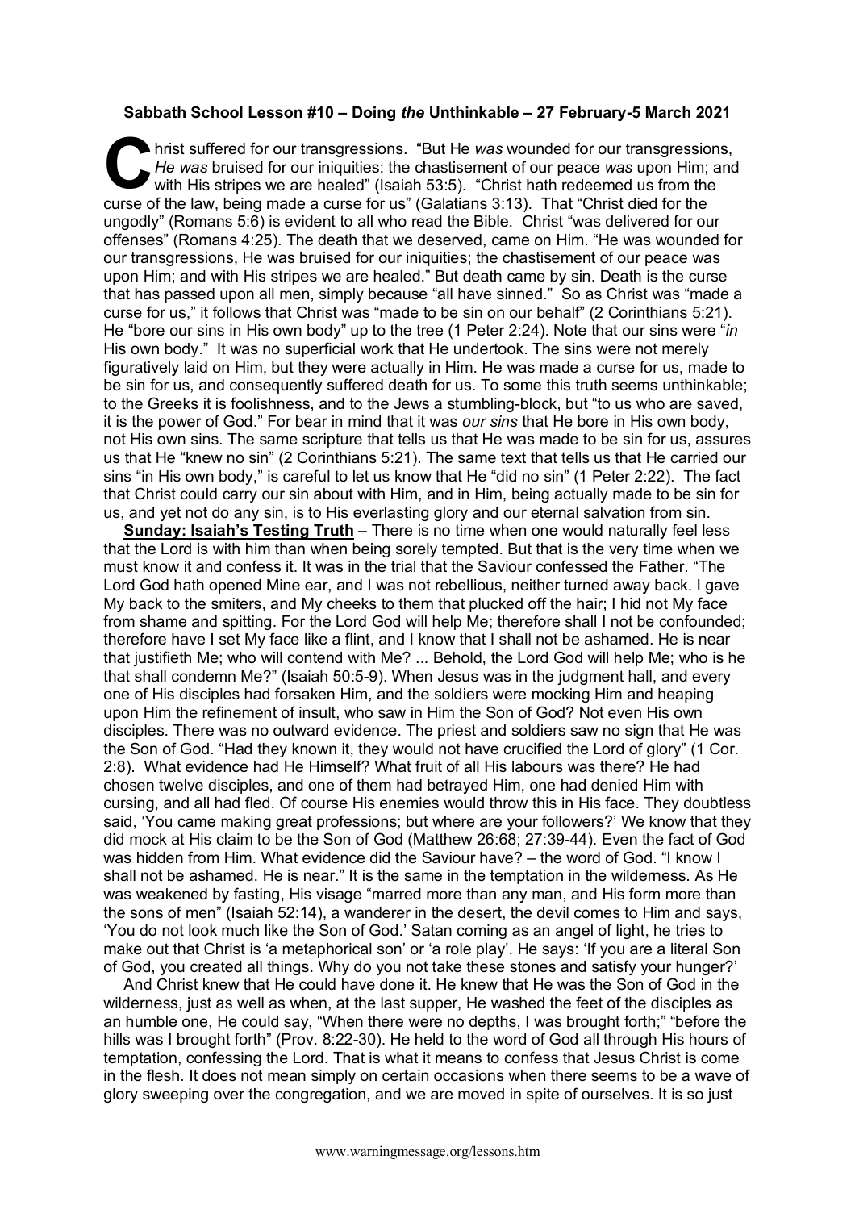**Sabbath School Lesson #10 – Doing *the* Unthinkable – 27 February-5 March 2021**

Christ suffered for our transgressions. "But He *was* wounded for our transgressions, *He was* bruised for our iniquities: the chastisement of our peace *was* upon Him; and with His stripes we are healed" (Isaiah 53:5). "Christ hath redeemed us from the curse of the law, being made a curse for us" (Galatians 3:13). That "Christ died for the ungodly" (Romans 5:6) is evident to all who read the Bible. Christ "was delivered for our offenses" (Romans 4:25). The death that we deserved, came on Him. "He was wounded for our transgressions, He was bruised for our iniquities; the chastisement of our peace was upon Him; and with His stripes we are healed." But death came by sin. Death is the curse that has passed upon all men, simply because "all have sinned." So as Christ was "made a curse for us," it follows that Christ was "made to be sin on our behalf" (2 Corinthians 5:21). He "bore our sins in His own body" up to the tree (1 Peter 2:24). Note that our sins were "*in* His own body." It was no superficial work that He undertook. The sins were not merely figuratively laid on Him, but they were actually in Him. He was made a curse for us, made to be sin for us, and consequently suffered death for us. To some this truth seems unthinkable; to the Greeks it is foolishness, and to the Jews a stumbling-block, but "to us who are saved, it is the power of God." For bear in mind that it was *our sins* that He bore in His own body, not His own sins. The same scripture that tells us that He was made to be sin for us, assures us that He "knew no sin" (2 Corinthians 5:21). The same text that tells us that He carried our sins "in His own body," is careful to let us know that He "did no sin" (1 Peter 2:22). The fact that Christ could carry our sin about with Him, and in Him, being actually made to be sin for us, and yet not do any sin, is to His everlasting glory and our eternal salvation from sin.

**Sunday: Isaiah's Testing Truth** – There is no time when one would naturally feel less that the Lord is with him than when being sorely tempted. But that is the very time when we must know it and confess it. It was in the trial that the Saviour confessed the Father. "The Lord God hath opened Mine ear, and I was not rebellious, neither turned away back. I gave My back to the smiters, and My cheeks to them that plucked off the hair; I hid not My face from shame and spitting. For the Lord God will help Me; therefore shall I not be confounded; therefore have I set My face like a flint, and I know that I shall not be ashamed. He is near that justifieth Me; who will contend with Me? ... Behold, the Lord God will help Me; who is he that shall condemn Me?" (Isaiah 50:5-9). When Jesus was in the judgment hall, and every one of His disciples had forsaken Him, and the soldiers were mocking Him and heaping upon Him the refinement of insult, who saw in Him the Son of God? Not even His own disciples. There was no outward evidence. The priest and soldiers saw no sign that He was the Son of God. "Had they known it, they would not have crucified the Lord of glory" (1 Cor. 2:8). What evidence had He Himself? What fruit of all His labours was there? He had chosen twelve disciples, and one of them had betrayed Him, one had denied Him with cursing, and all had fled. Of course His enemies would throw this in His face. They doubtless said, 'You came making great professions; but where are your followers?' We know that they did mock at His claim to be the Son of God (Matthew 26:68; 27:39-44). Even the fact of God was hidden from Him. What evidence did the Saviour have? – the word of God. "I know I shall not be ashamed. He is near." It is the same in the temptation in the wilderness. As He was weakened by fasting, His visage "marred more than any man, and His form more than the sons of men" (Isaiah 52:14), a wanderer in the desert, the devil comes to Him and says, 'You do not look much like the Son of God.' Satan coming as an angel of light, he tries to make out that Christ is 'a metaphorical son' or 'a role play'. He says: 'If you are a literal Son of God, you created all things. Why do you not take these stones and satisfy your hunger?'

And Christ knew that He could have done it. He knew that He was the Son of God in the wilderness, just as well as when, at the last supper, He washed the feet of the disciples as an humble one, He could say, "When there were no depths, I was brought forth;" "before the hills was I brought forth" (Prov. 8:22-30). He held to the word of God all through His hours of temptation, confessing the Lord. That is what it means to confess that Jesus Christ is come in the flesh. It does not mean simply on certain occasions when there seems to be a wave of glory sweeping over the congregation, and we are moved in spite of ourselves. It is so just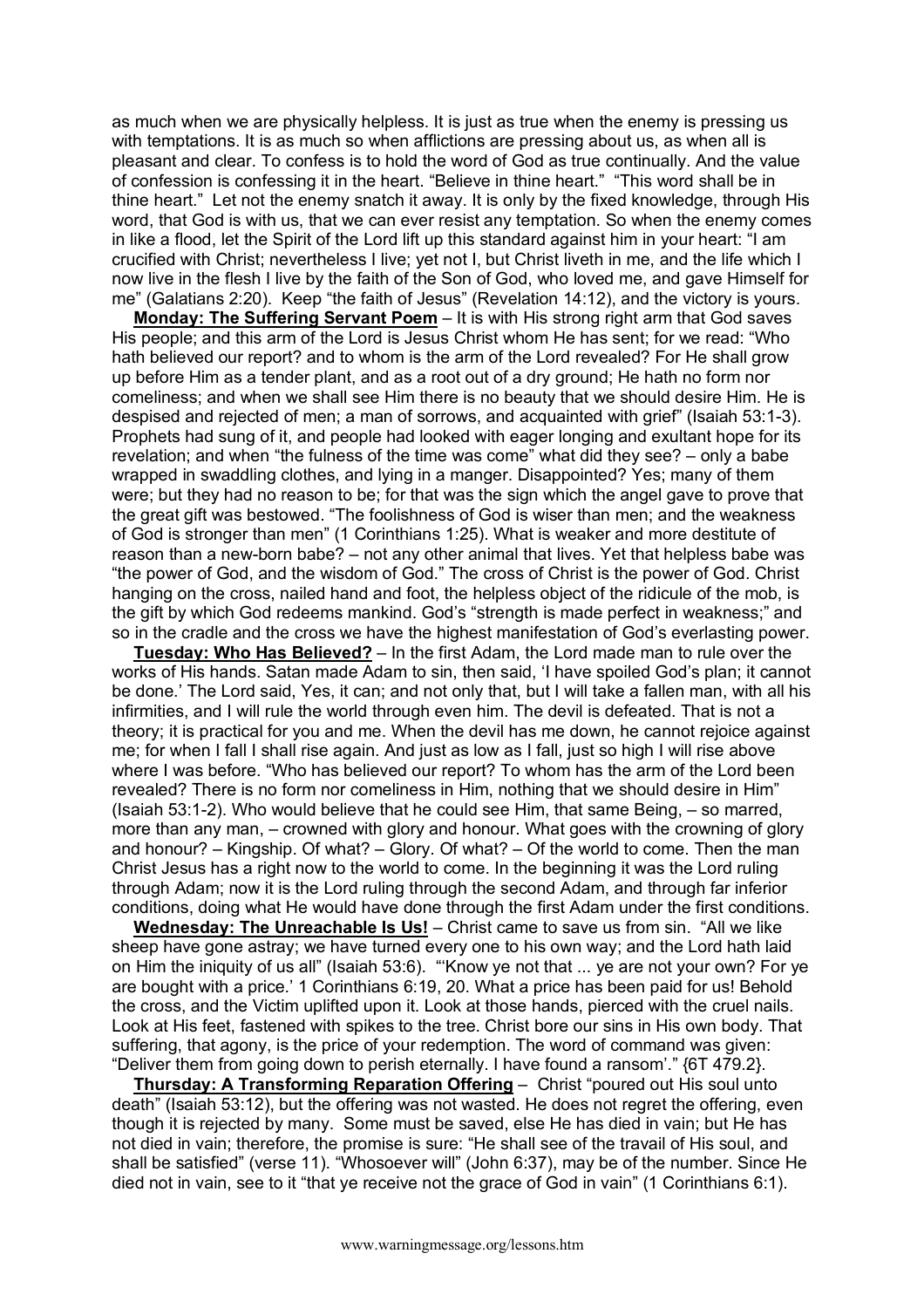as much when we are physically helpless. It is just as true when the enemy is pressing us with temptations. It is as much so when afflictions are pressing about us, as when all is pleasant and clear. To confess is to hold the word of God as true continually. And the value of confession is confessing it in the heart. "Believe in thine heart." "This word shall be in thine heart." Let not the enemy snatch it away. It is only by the fixed knowledge, through His word, that God is with us, that we can ever resist any temptation. So when the enemy comes in like a flood, let the Spirit of the Lord lift up this standard against him in your heart: "I am crucified with Christ; nevertheless I live; yet not I, but Christ liveth in me, and the life which I now live in the flesh I live by the faith of the Son of God, who loved me, and gave Himself for me" (Galatians 2:20). Keep "the faith of Jesus" (Revelation 14:12), and the victory is yours.

**Monday: The Suffering Servant Poem** – It is with His strong right arm that God saves His people; and this arm of the Lord is Jesus Christ whom He has sent; for we read: "Who hath believed our report? and to whom is the arm of the Lord revealed? For He shall grow up before Him as a tender plant, and as a root out of a dry ground; He hath no form nor comeliness; and when we shall see Him there is no beauty that we should desire Him. He is despised and rejected of men; a man of sorrows, and acquainted with grief" (Isaiah 53:1-3). Prophets had sung of it, and people had looked with eager longing and exultant hope for its revelation; and when "the fulness of the time was come" what did they see? – only a babe wrapped in swaddling clothes, and lying in a manger. Disappointed? Yes; many of them were; but they had no reason to be; for that was the sign which the angel gave to prove that the great gift was bestowed. "The foolishness of God is wiser than men; and the weakness of God is stronger than men" (1 Corinthians 1:25). What is weaker and more destitute of reason than a new-born babe? – not any other animal that lives. Yet that helpless babe was "the power of God, and the wisdom of God." The cross of Christ is the power of God. Christ hanging on the cross, nailed hand and foot, the helpless object of the ridicule of the mob, is the gift by which God redeems mankind. God's "strength is made perfect in weakness;" and so in the cradle and the cross we have the highest manifestation of God's everlasting power.

**Tuesday: Who Has Believed?** – In the first Adam, the Lord made man to rule over the works of His hands. Satan made Adam to sin, then said, 'I have spoiled God's plan; it cannot be done.' The Lord said, Yes, it can; and not only that, but I will take a fallen man, with all his infirmities, and I will rule the world through even him. The devil is defeated. That is not a theory; it is practical for you and me. When the devil has me down, he cannot rejoice against me; for when I fall I shall rise again. And just as low as I fall, just so high I will rise above where I was before. "Who has believed our report? To whom has the arm of the Lord been revealed? There is no form nor comeliness in Him, nothing that we should desire in Him" (Isaiah 53:1-2). Who would believe that he could see Him, that same Being, – so marred, more than any man, – crowned with glory and honour. What goes with the crowning of glory and honour? – Kingship. Of what? – Glory. Of what? – Of the world to come. Then the man Christ Jesus has a right now to the world to come. In the beginning it was the Lord ruling through Adam; now it is the Lord ruling through the second Adam, and through far inferior conditions, doing what He would have done through the first Adam under the first conditions.

**Wednesday: The Unreachable Is Us!** – Christ came to save us from sin. "All we like sheep have gone astray; we have turned every one to his own way; and the Lord hath laid on Him the iniquity of us all" (Isaiah 53:6). "'Know ye not that ... ye are not your own? For ye are bought with a price.' 1 Corinthians 6:19, 20. What a price has been paid for us! Behold the cross, and the Victim uplifted upon it. Look at those hands, pierced with the cruel nails. Look at His feet, fastened with spikes to the tree. Christ bore our sins in His own body. That suffering, that agony, is the price of your redemption. The word of command was given: "Deliver them from going down to perish eternally. I have found a ransom'." {6T 479.2}.

**Thursday: A Transforming Reparation Offering** – Christ "poured out His soul unto death" (Isaiah 53:12), but the offering was not wasted. He does not regret the offering, even though it is rejected by many. Some must be saved, else He has died in vain; but He has not died in vain; therefore, the promise is sure: "He shall see of the travail of His soul, and shall be satisfied" (verse 11). "Whosoever will" (John 6:37), may be of the number. Since He died not in vain, see to it "that ye receive not the grace of God in vain" (1 Corinthians 6:1).